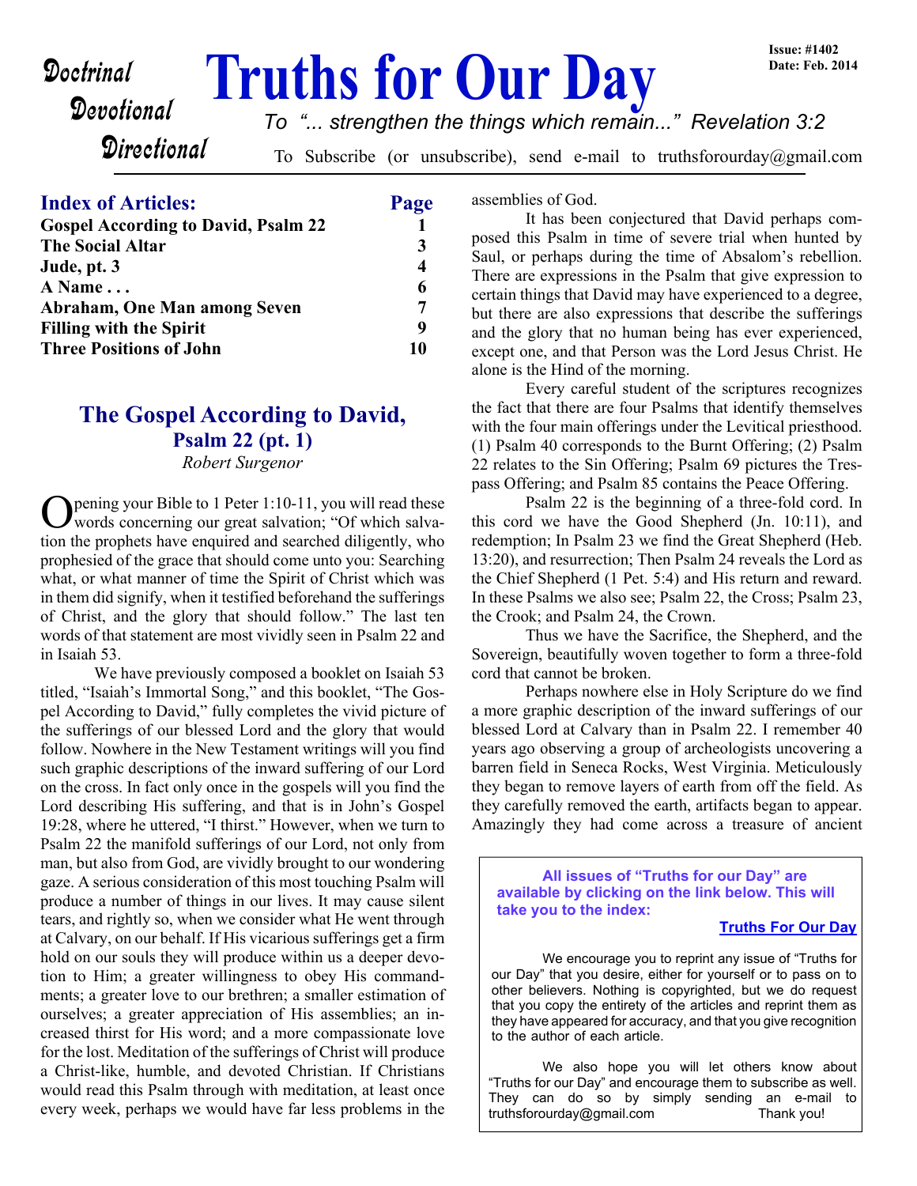# Truths for Our Day

Doctrinal
Devotional
Directional

Issue: #1402
Date: Feb. 2014

*To "... strengthen the things which remain..." Revelation 3:2*

To Subscribe (or unsubscribe), send e-mail to truthsforourday@gmail.com

| **Index of Articles:** | **Page** |
|---|---|
| **Gospel According to David, Psalm 22** | **1** |
| **The Social Altar** | **3** |
| **Jude, pt. 3** | **4** |
| **A Name . . .** | **6** |
| **Abraham, One Man among Seven** | **7** |
| **Filling with the Spirit** | **9** |
| **Three Positions of John** | **10** |

## The Gospel According to David, Psalm 22 (pt. 1)

*Robert Surgenor*

Opening your Bible to 1 Peter 1:10-11, you will read these words concerning our great salvation; "Of which salvation the prophets have enquired and searched diligently, who prophesied of the grace that should come unto you: Searching what, or what manner of time the Spirit of Christ which was in them did signify, when it testified beforehand the sufferings of Christ, and the glory that should follow." The last ten words of that statement are most vividly seen in Psalm 22 and in Isaiah 53.

We have previously composed a booklet on Isaiah 53 titled, "Isaiah's Immortal Song," and this booklet, "The Gospel According to David," fully completes the vivid picture of the sufferings of our blessed Lord and the glory that would follow. Nowhere in the New Testament writings will you find such graphic descriptions of the inward suffering of our Lord on the cross. In fact only once in the gospels will you find the Lord describing His suffering, and that is in John's Gospel 19:28, where he uttered, "I thirst." However, when we turn to Psalm 22 the manifold sufferings of our Lord, not only from man, but also from God, are vividly brought to our wondering gaze. A serious consideration of this most touching Psalm will produce a number of things in our lives. It may cause silent tears, and rightly so, when we consider what He went through at Calvary, on our behalf. If His vicarious sufferings get a firm hold on our souls they will produce within us a deeper devotion to Him; a greater willingness to obey His commandments; a greater love to our brethren; a smaller estimation of ourselves; a greater appreciation of His assemblies; an increased thirst for His word; and a more compassionate love for the lost. Meditation of the sufferings of Christ will produce a Christ-like, humble, and devoted Christian. If Christians would read this Psalm through with meditation, at least once every week, perhaps we would have far less problems in the assemblies of God.

It has been conjectured that David perhaps composed this Psalm in time of severe trial when hunted by Saul, or perhaps during the time of Absalom's rebellion. There are expressions in the Psalm that give expression to certain things that David may have experienced to a degree, but there are also expressions that describe the sufferings and the glory that no human being has ever experienced, except one, and that Person was the Lord Jesus Christ. He alone is the Hind of the morning.

Every careful student of the scriptures recognizes the fact that there are four Psalms that identify themselves with the four main offerings under the Levitical priesthood. (1) Psalm 40 corresponds to the Burnt Offering; (2) Psalm 22 relates to the Sin Offering; Psalm 69 pictures the Trespass Offering; and Psalm 85 contains the Peace Offering.

Psalm 22 is the beginning of a three-fold cord. In this cord we have the Good Shepherd (Jn. 10:11), and redemption; In Psalm 23 we find the Great Shepherd (Heb. 13:20), and resurrection; Then Psalm 24 reveals the Lord as the Chief Shepherd (1 Pet. 5:4) and His return and reward. In these Psalms we also see; Psalm 22, the Cross; Psalm 23, the Crook; and Psalm 24, the Crown.

Thus we have the Sacrifice, the Shepherd, and the Sovereign, beautifully woven together to form a three-fold cord that cannot be broken.

Perhaps nowhere else in Holy Scripture do we find a more graphic description of the inward sufferings of our blessed Lord at Calvary than in Psalm 22. I remember 40 years ago observing a group of archeologists uncovering a barren field in Seneca Rocks, West Virginia. Meticulously they began to remove layers of earth from off the field. As they carefully removed the earth, artifacts began to appear. Amazingly they had come across a treasure of ancient

---

**All issues of "Truths for our Day" are available by clicking on the link below. This will take you to the index:**

**Truths For Our Day**

We encourage you to reprint any issue of "Truths for our Day" that you desire, either for yourself or to pass on to other believers. Nothing is copyrighted, but we do request that you copy the entirety of the articles and reprint them as they have appeared for accuracy, and that you give recognition to the author of each article.

We also hope you will let others know about "Truths for our Day" and encourage them to subscribe as well. They can do so by simply sending an e-mail to truthsforourday@gmail.com Thank you!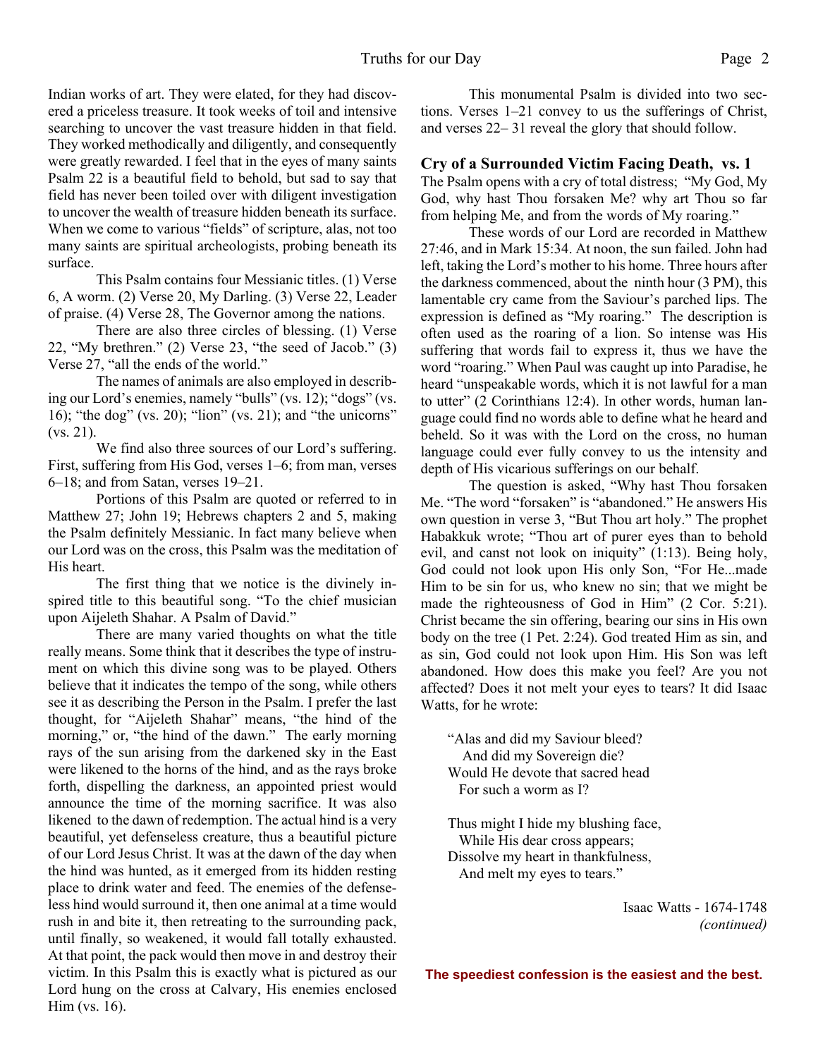Indian works of art. They were elated, for they had discovered a priceless treasure. It took weeks of toil and intensive searching to uncover the vast treasure hidden in that field. They worked methodically and diligently, and consequently were greatly rewarded. I feel that in the eyes of many saints Psalm 22 is a beautiful field to behold, but sad to say that field has never been toiled over with diligent investigation to uncover the wealth of treasure hidden beneath its surface. When we come to various "fields" of scripture, alas, not too many saints are spiritual archeologists, probing beneath its surface.

This Psalm contains four Messianic titles. (1) Verse 6, A worm. (2) Verse 20, My Darling. (3) Verse 22, Leader of praise. (4) Verse 28, The Governor among the nations.

There are also three circles of blessing. (1) Verse 22, "My brethren." (2) Verse 23, "the seed of Jacob." (3) Verse 27, "all the ends of the world."

The names of animals are also employed in describing our Lord's enemies, namely "bulls" (vs. 12); "dogs" (vs. 16); "the dog" (vs. 20); "lion" (vs. 21); and "the unicorns" (vs. 21).

We find also three sources of our Lord's suffering. First, suffering from His God, verses 1–6; from man, verses 6–18; and from Satan, verses 19–21.

Portions of this Psalm are quoted or referred to in Matthew 27; John 19; Hebrews chapters 2 and 5, making the Psalm definitely Messianic. In fact many believe when our Lord was on the cross, this Psalm was the meditation of His heart.

The first thing that we notice is the divinely inspired title to this beautiful song. "To the chief musician upon Aijeleth Shahar. A Psalm of David."

There are many varied thoughts on what the title really means. Some think that it describes the type of instrument on which this divine song was to be played. Others believe that it indicates the tempo of the song, while others see it as describing the Person in the Psalm. I prefer the last thought, for "Aijeleth Shahar" means, "the hind of the morning," or, "the hind of the dawn." The early morning rays of the sun arising from the darkened sky in the East were likened to the horns of the hind, and as the rays broke forth, dispelling the darkness, an appointed priest would announce the time of the morning sacrifice. It was also likened to the dawn of redemption. The actual hind is a very beautiful, yet defenseless creature, thus a beautiful picture of our Lord Jesus Christ. It was at the dawn of the day when the hind was hunted, as it emerged from its hidden resting place to drink water and feed. The enemies of the defenseless hind would surround it, then one animal at a time would rush in and bite it, then retreating to the surrounding pack, until finally, so weakened, it would fall totally exhausted. At that point, the pack would then move in and destroy their victim. In this Psalm this is exactly what is pictured as our Lord hung on the cross at Calvary, His enemies enclosed Him (vs. 16).

This monumental Psalm is divided into two sections. Verses 1–21 convey to us the sufferings of Christ, and verses 22– 31 reveal the glory that should follow.

### Cry of a Surrounded Victim Facing Death, vs. 1

The Psalm opens with a cry of total distress; "My God, My God, why hast Thou forsaken Me? why art Thou so far from helping Me, and from the words of My roaring."

These words of our Lord are recorded in Matthew 27:46, and in Mark 15:34. At noon, the sun failed. John had left, taking the Lord's mother to his home. Three hours after the darkness commenced, about the ninth hour (3 PM), this lamentable cry came from the Saviour's parched lips. The expression is defined as "My roaring." The description is often used as the roaring of a lion. So intense was His suffering that words fail to express it, thus we have the word "roaring." When Paul was caught up into Paradise, he heard "unspeakable words, which it is not lawful for a man to utter" (2 Corinthians 12:4). In other words, human language could find no words able to define what he heard and beheld. So it was with the Lord on the cross, no human language could ever fully convey to us the intensity and depth of His vicarious sufferings on our behalf.

The question is asked, "Why hast Thou forsaken Me. "The word "forsaken" is "abandoned." He answers His own question in verse 3, "But Thou art holy." The prophet Habakkuk wrote; "Thou art of purer eyes than to behold evil, and canst not look on iniquity" (1:13). Being holy, God could not look upon His only Son, "For He...made Him to be sin for us, who knew no sin; that we might be made the righteousness of God in Him" (2 Cor. 5:21). Christ became the sin offering, bearing our sins in His own body on the tree (1 Pet. 2:24). God treated Him as sin, and as sin, God could not look upon Him. His Son was left abandoned. How does this make you feel? Are you not affected? Does it not melt your eyes to tears? It did Isaac Watts, for he wrote:

> "Alas and did my Saviour bleed?
> And did my Sovereign die?
> Would He devote that sacred head
> For such a worm as I?
>
> Thus might I hide my blushing face,
> While His dear cross appears;
> Dissolve my heart in thankfulness,
> And melt my eyes to tears."

Isaac Watts - 1674-1748

*(continued)*

**The speediest confession is the easiest and the best.**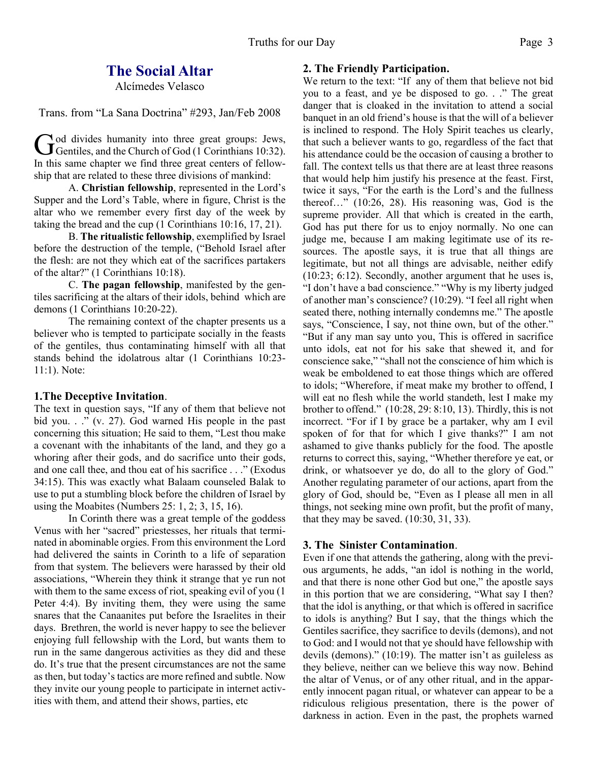# The Social Altar

Alcímedes Velasco

Trans. from "La Sana Doctrina" #293, Jan/Feb 2008

God divides humanity into three great groups: Jews, Gentiles, and the Church of God (1 Corinthians 10:32). In this same chapter we find three great centers of fellowship that are related to these three divisions of mankind:

A. **Christian fellowship**, represented in the Lord's Supper and the Lord's Table, where in figure, Christ is the altar who we remember every first day of the week by taking the bread and the cup (1 Corinthians 10:16, 17, 21).

B. **The ritualistic fellowship**, exemplified by Israel before the destruction of the temple, ("Behold Israel after the flesh: are not they which eat of the sacrifices partakers of the altar?" (1 Corinthians 10:18).

C. **The pagan fellowship**, manifested by the gentiles sacrificing at the altars of their idols, behind which are demons (1 Corinthians 10:20-22).

The remaining context of the chapter presents us a believer who is tempted to participate socially in the feasts of the gentiles, thus contaminating himself with all that stands behind the idolatrous altar (1 Corinthians 10:23-11:1). Note:

### 1.The Deceptive Invitation.

The text in question says, "If any of them that believe not bid you. . ." (v. 27). God warned His people in the past concerning this situation; He said to them, "Lest thou make a covenant with the inhabitants of the land, and they go a whoring after their gods, and do sacrifice unto their gods, and one call thee, and thou eat of his sacrifice . . ." (Exodus 34:15). This was exactly what Balaam counseled Balak to use to put a stumbling block before the children of Israel by using the Moabites (Numbers 25: 1, 2; 3, 15, 16).

In Corinth there was a great temple of the goddess Venus with her "sacred" priestesses, her rituals that terminated in abominable orgies. From this environment the Lord had delivered the saints in Corinth to a life of separation from that system. The believers were harassed by their old associations, "Wherein they think it strange that ye run not with them to the same excess of riot, speaking evil of you (1 Peter 4:4). By inviting them, they were using the same snares that the Canaanites put before the Israelites in their days. Brethren, the world is never happy to see the believer enjoying full fellowship with the Lord, but wants them to run in the same dangerous activities as they did and these do. It's true that the present circumstances are not the same as then, but today's tactics are more refined and subtle. Now they invite our young people to participate in internet activities with them, and attend their shows, parties, etc

### 2. The Friendly Participation.

We return to the text: "If any of them that believe not bid you to a feast, and ye be disposed to go. . ." The great danger that is cloaked in the invitation to attend a social banquet in an old friend's house is that the will of a believer is inclined to respond. The Holy Spirit teaches us clearly, that such a believer wants to go, regardless of the fact that his attendance could be the occasion of causing a brother to fall. The context tells us that there are at least three reasons that would help him justify his presence at the feast. First, twice it says, "For the earth is the Lord's and the fullness thereof…" (10:26, 28). His reasoning was, God is the supreme provider. All that which is created in the earth, God has put there for us to enjoy normally. No one can judge me, because I am making legitimate use of its resources. The apostle says, it is true that all things are legitimate, but not all things are advisable, neither edify (10:23; 6:12). Secondly, another argument that he uses is, "I don't have a bad conscience." "Why is my liberty judged of another man's conscience? (10:29). "I feel all right when seated there, nothing internally condemns me." The apostle says, "Conscience, I say, not thine own, but of the other." "But if any man say unto you, This is offered in sacrifice unto idols, eat not for his sake that shewed it, and for conscience sake," "shall not the conscience of him which is weak be emboldened to eat those things which are offered to idols; "Wherefore, if meat make my brother to offend, I will eat no flesh while the world standeth, lest I make my brother to offend." (10:28, 29: 8:10, 13). Thirdly, this is not incorrect. "For if I by grace be a partaker, why am I evil spoken of for that for which I give thanks?" I am not ashamed to give thanks publicly for the food. The apostle returns to correct this, saying, "Whether therefore ye eat, or drink, or whatsoever ye do, do all to the glory of God." Another regulating parameter of our actions, apart from the glory of God, should be, "Even as I please all men in all things, not seeking mine own profit, but the profit of many, that they may be saved. (10:30, 31, 33).

### 3. The Sinister Contamination.

Even if one that attends the gathering, along with the previous arguments, he adds, "an idol is nothing in the world, and that there is none other God but one," the apostle says in this portion that we are considering, "What say I then? that the idol is anything, or that which is offered in sacrifice to idols is anything? But I say, that the things which the Gentiles sacrifice, they sacrifice to devils (demons), and not to God: and I would not that ye should have fellowship with devils (demons)." (10:19). The matter isn't as guileless as they believe, neither can we believe this way now. Behind the altar of Venus, or of any other ritual, and in the apparently innocent pagan ritual, or whatever can appear to be a ridiculous religious presentation, there is the power of darkness in action. Even in the past, the prophets warned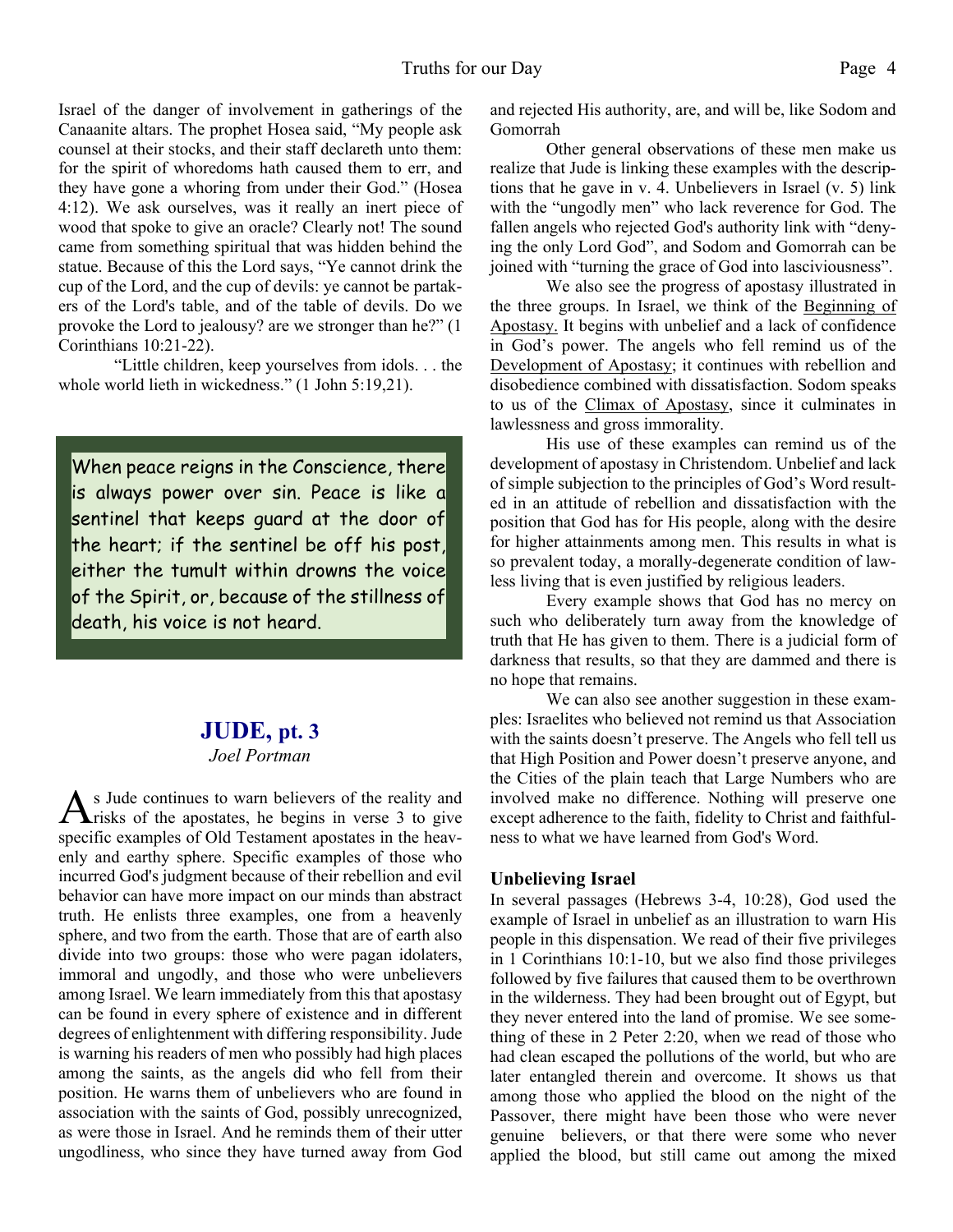Israel of the danger of involvement in gatherings of the Canaanite altars. The prophet Hosea said, "My people ask counsel at their stocks, and their staff declareth unto them: for the spirit of whoredoms hath caused them to err, and they have gone a whoring from under their God." (Hosea 4:12). We ask ourselves, was it really an inert piece of wood that spoke to give an oracle? Clearly not! The sound came from something spiritual that was hidden behind the statue. Because of this the Lord says, "Ye cannot drink the cup of the Lord, and the cup of devils: ye cannot be partakers of the Lord's table, and of the table of devils. Do we provoke the Lord to jealousy? are we stronger than he?" (1 Corinthians 10:21-22).

"Little children, keep yourselves from idols. . . the whole world lieth in wickedness." (1 John 5:19,21).

> When peace reigns in the Conscience, there is always power over sin. Peace is like a sentinel that keeps guard at the door of the heart; if the sentinel be off his post, either the tumult within drowns the voice of the Spirit, or, because of the stillness of death, his voice is not heard.

## JUDE, pt. 3

*Joel Portman*

As Jude continues to warn believers of the reality and risks of the apostates, he begins in verse 3 to give specific examples of Old Testament apostates in the heavenly and earthy sphere. Specific examples of those who incurred God's judgment because of their rebellion and evil behavior can have more impact on our minds than abstract truth. He enlists three examples, one from a heavenly sphere, and two from the earth. Those that are of earth also divide into two groups: those who were pagan idolaters, immoral and ungodly, and those who were unbelievers among Israel. We learn immediately from this that apostasy can be found in every sphere of existence and in different degrees of enlightenment with differing responsibility. Jude is warning his readers of men who possibly had high places among the saints, as the angels did who fell from their position. He warns them of unbelievers who are found in association with the saints of God, possibly unrecognized, as were those in Israel. And he reminds them of their utter ungodliness, who since they have turned away from God and rejected His authority, are, and will be, like Sodom and Gomorrah

Other general observations of these men make us realize that Jude is linking these examples with the descriptions that he gave in v. 4. Unbelievers in Israel (v. 5) link with the "ungodly men" who lack reverence for God. The fallen angels who rejected God's authority link with "denying the only Lord God", and Sodom and Gomorrah can be joined with "turning the grace of God into lasciviousness".

We also see the progress of apostasy illustrated in the three groups. In Israel, we think of the Beginning of Apostasy. It begins with unbelief and a lack of confidence in God's power. The angels who fell remind us of the Development of Apostasy; it continues with rebellion and disobedience combined with dissatisfaction. Sodom speaks to us of the Climax of Apostasy, since it culminates in lawlessness and gross immorality.

His use of these examples can remind us of the development of apostasy in Christendom. Unbelief and lack of simple subjection to the principles of God's Word resulted in an attitude of rebellion and dissatisfaction with the position that God has for His people, along with the desire for higher attainments among men. This results in what is so prevalent today, a morally-degenerate condition of lawless living that is even justified by religious leaders.

Every example shows that God has no mercy on such who deliberately turn away from the knowledge of truth that He has given to them. There is a judicial form of darkness that results, so that they are dammed and there is no hope that remains.

We can also see another suggestion in these examples: Israelites who believed not remind us that Association with the saints doesn't preserve. The Angels who fell tell us that High Position and Power doesn't preserve anyone, and the Cities of the plain teach that Large Numbers who are involved make no difference. Nothing will preserve one except adherence to the faith, fidelity to Christ and faithfulness to what we have learned from God's Word.

### Unbelieving Israel

In several passages (Hebrews 3-4, 10:28), God used the example of Israel in unbelief as an illustration to warn His people in this dispensation. We read of their five privileges in 1 Corinthians 10:1-10, but we also find those privileges followed by five failures that caused them to be overthrown in the wilderness. They had been brought out of Egypt, but they never entered into the land of promise. We see something of these in 2 Peter 2:20, when we read of those who had clean escaped the pollutions of the world, but who are later entangled therein and overcome. It shows us that among those who applied the blood on the night of the Passover, there might have been those who were never genuine believers, or that there were some who never applied the blood, but still came out among the mixed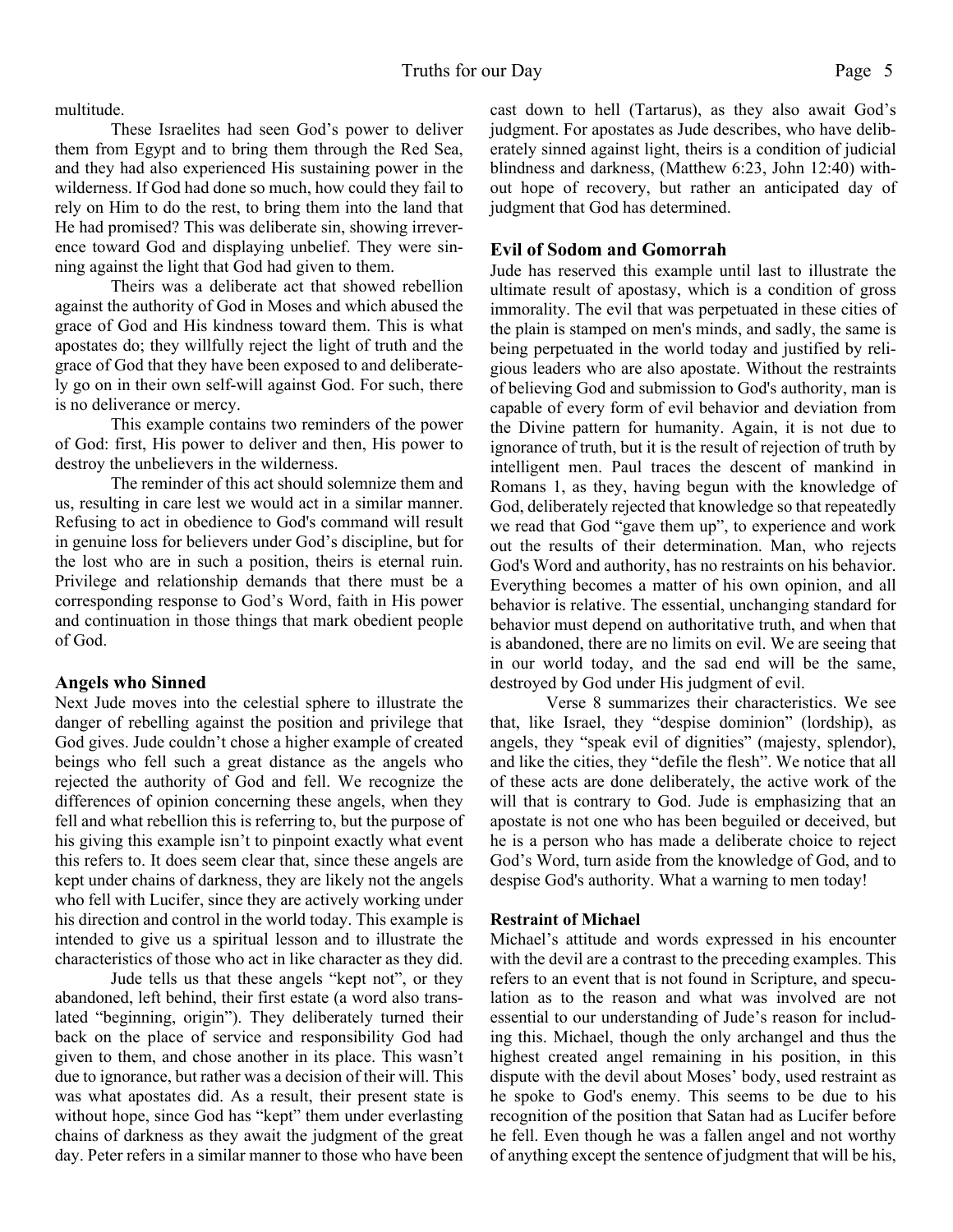multitude.

These Israelites had seen God's power to deliver them from Egypt and to bring them through the Red Sea, and they had also experienced His sustaining power in the wilderness. If God had done so much, how could they fail to rely on Him to do the rest, to bring them into the land that He had promised? This was deliberate sin, showing irreverence toward God and displaying unbelief. They were sinning against the light that God had given to them.

Theirs was a deliberate act that showed rebellion against the authority of God in Moses and which abused the grace of God and His kindness toward them. This is what apostates do; they willfully reject the light of truth and the grace of God that they have been exposed to and deliberately go on in their own self-will against God. For such, there is no deliverance or mercy.

This example contains two reminders of the power of God: first, His power to deliver and then, His power to destroy the unbelievers in the wilderness.

The reminder of this act should solemnize them and us, resulting in care lest we would act in a similar manner. Refusing to act in obedience to God's command will result in genuine loss for believers under God's discipline, but for the lost who are in such a position, theirs is eternal ruin. Privilege and relationship demands that there must be a corresponding response to God's Word, faith in His power and continuation in those things that mark obedient people of God.

### Angels who Sinned

Next Jude moves into the celestial sphere to illustrate the danger of rebelling against the position and privilege that God gives. Jude couldn't chose a higher example of created beings who fell such a great distance as the angels who rejected the authority of God and fell. We recognize the differences of opinion concerning these angels, when they fell and what rebellion this is referring to, but the purpose of his giving this example isn't to pinpoint exactly what event this refers to. It does seem clear that, since these angels are kept under chains of darkness, they are likely not the angels who fell with Lucifer, since they are actively working under his direction and control in the world today. This example is intended to give us a spiritual lesson and to illustrate the characteristics of those who act in like character as they did.

Jude tells us that these angels "kept not", or they abandoned, left behind, their first estate (a word also translated "beginning, origin"). They deliberately turned their back on the place of service and responsibility God had given to them, and chose another in its place. This wasn't due to ignorance, but rather was a decision of their will. This was what apostates did. As a result, their present state is without hope, since God has "kept" them under everlasting chains of darkness as they await the judgment of the great day. Peter refers in a similar manner to those who have been cast down to hell (Tartarus), as they also await God's judgment. For apostates as Jude describes, who have deliberately sinned against light, theirs is a condition of judicial blindness and darkness, (Matthew 6:23, John 12:40) without hope of recovery, but rather an anticipated day of judgment that God has determined.

### Evil of Sodom and Gomorrah

Jude has reserved this example until last to illustrate the ultimate result of apostasy, which is a condition of gross immorality. The evil that was perpetuated in these cities of the plain is stamped on men's minds, and sadly, the same is being perpetuated in the world today and justified by religious leaders who are also apostate. Without the restraints of believing God and submission to God's authority, man is capable of every form of evil behavior and deviation from the Divine pattern for humanity. Again, it is not due to ignorance of truth, but it is the result of rejection of truth by intelligent men. Paul traces the descent of mankind in Romans 1, as they, having begun with the knowledge of God, deliberately rejected that knowledge so that repeatedly we read that God "gave them up", to experience and work out the results of their determination. Man, who rejects God's Word and authority, has no restraints on his behavior. Everything becomes a matter of his own opinion, and all behavior is relative. The essential, unchanging standard for behavior must depend on authoritative truth, and when that is abandoned, there are no limits on evil. We are seeing that in our world today, and the sad end will be the same, destroyed by God under His judgment of evil.

Verse 8 summarizes their characteristics. We see that, like Israel, they "despise dominion" (lordship), as angels, they "speak evil of dignities" (majesty, splendor), and like the cities, they "defile the flesh". We notice that all of these acts are done deliberately, the active work of the will that is contrary to God. Jude is emphasizing that an apostate is not one who has been beguiled or deceived, but he is a person who has made a deliberate choice to reject God's Word, turn aside from the knowledge of God, and to despise God's authority. What a warning to men today!

#### Restraint of Michael

Michael's attitude and words expressed in his encounter with the devil are a contrast to the preceding examples. This refers to an event that is not found in Scripture, and speculation as to the reason and what was involved are not essential to our understanding of Jude's reason for including this. Michael, though the only archangel and thus the highest created angel remaining in his position, in this dispute with the devil about Moses' body, used restraint as he spoke to God's enemy. This seems to be due to his recognition of the position that Satan had as Lucifer before he fell. Even though he was a fallen angel and not worthy of anything except the sentence of judgment that will be his,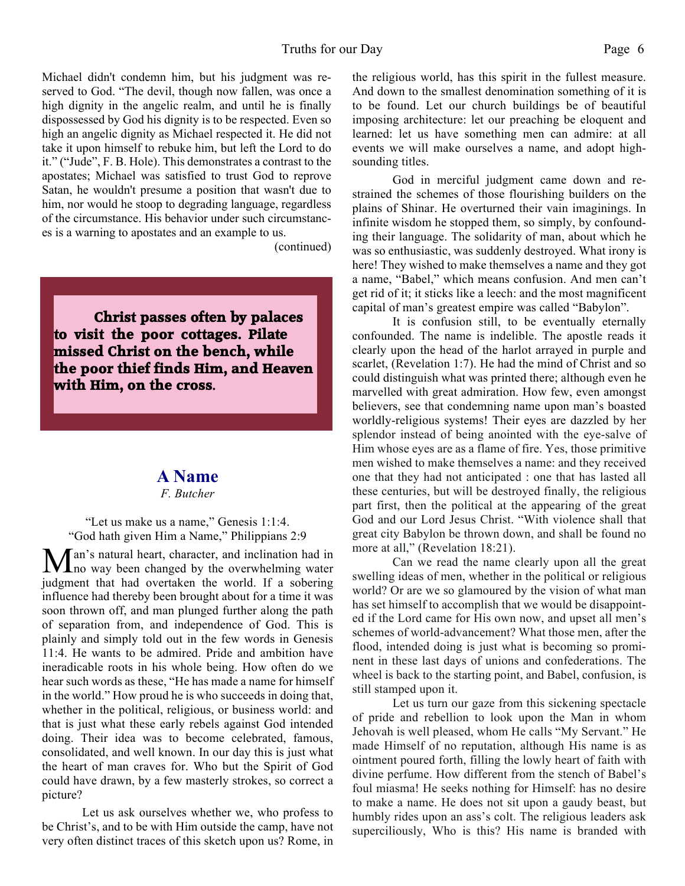Michael didn't condemn him, but his judgment was reserved to God. "The devil, though now fallen, was once a high dignity in the angelic realm, and until he is finally dispossessed by God his dignity is to be respected. Even so high an angelic dignity as Michael respected it. He did not take it upon himself to rebuke him, but left the Lord to do it." ("Jude", F. B. Hole). This demonstrates a contrast to the apostates; Michael was satisfied to trust God to reprove Satan, he wouldn't presume a position that wasn't due to him, nor would he stoop to degrading language, regardless of the circumstance. His behavior under such circumstances is a warning to apostates and an example to us.

(continued)

> **Christ passes often by palaces to visit the poor cottages. Pilate missed Christ on the bench, while the poor thief finds Him, and Heaven with Him, on the cross.**

## A Name

*F. Butcher*

"Let us make us a name," Genesis 1:1:4.
"God hath given Him a Name," Philippians 2:9

Man's natural heart, character, and inclination had in no way been changed by the overwhelming water judgment that had overtaken the world. If a sobering influence had thereby been brought about for a time it was soon thrown off, and man plunged further along the path of separation from, and independence of God. This is plainly and simply told out in the few words in Genesis 11:4. He wants to be admired. Pride and ambition have ineradicable roots in his whole being. How often do we hear such words as these, "He has made a name for himself in the world." How proud he is who succeeds in doing that, whether in the political, religious, or business world: and that is just what these early rebels against God intended doing. Their idea was to become celebrated, famous, consolidated, and well known. In our day this is just what the heart of man craves for. Who but the Spirit of God could have drawn, by a few masterly strokes, so correct a picture?

Let us ask ourselves whether we, who profess to be Christ's, and to be with Him outside the camp, have not very often distinct traces of this sketch upon us? Rome, in the religious world, has this spirit in the fullest measure. And down to the smallest denomination something of it is to be found. Let our church buildings be of beautiful imposing architecture: let our preaching be eloquent and learned: let us have something men can admire: at all events we will make ourselves a name, and adopt high-sounding titles.

God in merciful judgment came down and restrained the schemes of those flourishing builders on the plains of Shinar. He overturned their vain imaginings. In infinite wisdom he stopped them, so simply, by confounding their language. The solidarity of man, about which he was so enthusiastic, was suddenly destroyed. What irony is here! They wished to make themselves a name and they got a name, "Babel," which means confusion. And men can't get rid of it; it sticks like a leech: and the most magnificent capital of man's greatest empire was called "Babylon".

It is confusion still, to be eventually eternally confounded. The name is indelible. The apostle reads it clearly upon the head of the harlot arrayed in purple and scarlet, (Revelation 1:7). He had the mind of Christ and so could distinguish what was printed there; although even he marvelled with great admiration. How few, even amongst believers, see that condemning name upon man's boasted worldly-religious systems! Their eyes are dazzled by her splendor instead of being anointed with the eye-salve of Him whose eyes are as a flame of fire. Yes, those primitive men wished to make themselves a name: and they received one that they had not anticipated : one that has lasted all these centuries, but will be destroyed finally, the religious part first, then the political at the appearing of the great God and our Lord Jesus Christ. "With violence shall that great city Babylon be thrown down, and shall be found no more at all," (Revelation 18:21).

Can we read the name clearly upon all the great swelling ideas of men, whether in the political or religious world? Or are we so glamoured by the vision of what man has set himself to accomplish that we would be disappointed if the Lord came for His own now, and upset all men's schemes of world-advancement? What those men, after the flood, intended doing is just what is becoming so prominent in these last days of unions and confederations. The wheel is back to the starting point, and Babel, confusion, is still stamped upon it.

Let us turn our gaze from this sickening spectacle of pride and rebellion to look upon the Man in whom Jehovah is well pleased, whom He calls "My Servant." He made Himself of no reputation, although His name is as ointment poured forth, filling the lowly heart of faith with divine perfume. How different from the stench of Babel's foul miasma! He seeks nothing for Himself: has no desire to make a name. He does not sit upon a gaudy beast, but humbly rides upon an ass's colt. The religious leaders ask superciliously, Who is this? His name is branded with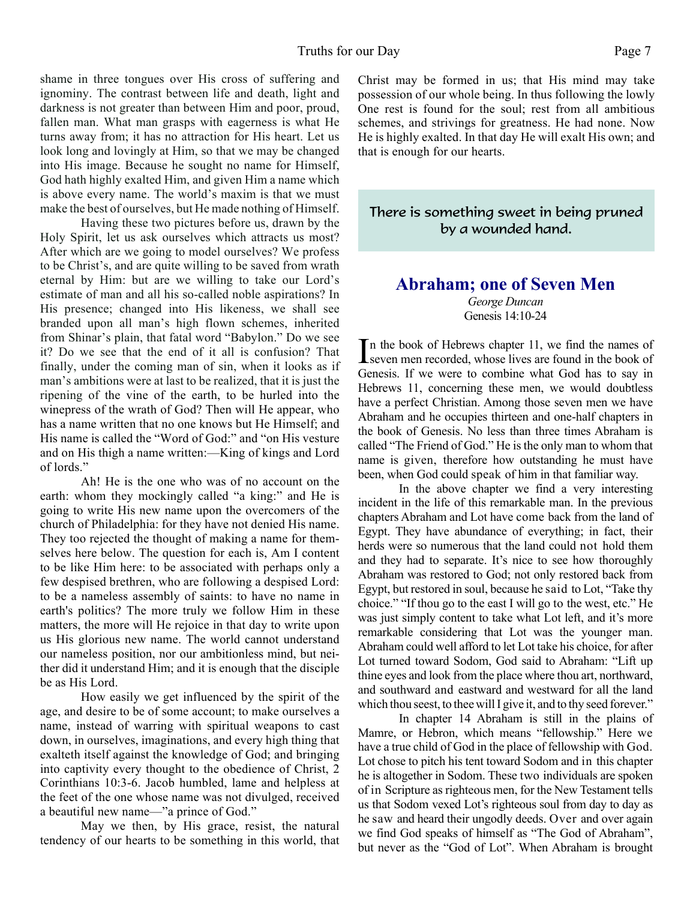shame in three tongues over His cross of suffering and ignominy. The contrast between life and death, light and darkness is not greater than between Him and poor, proud, fallen man. What man grasps with eagerness is what He turns away from; it has no attraction for His heart. Let us look long and lovingly at Him, so that we may be changed into His image. Because he sought no name for Himself, God hath highly exalted Him, and given Him a name which is above every name. The world's maxim is that we must make the best of ourselves, but He made nothing of Himself.

Having these two pictures before us, drawn by the Holy Spirit, let us ask ourselves which attracts us most? After which are we going to model ourselves? We profess to be Christ's, and are quite willing to be saved from wrath eternal by Him: but are we willing to take our Lord's estimate of man and all his so-called noble aspirations? In His presence; changed into His likeness, we shall see branded upon all man's high flown schemes, inherited from Shinar's plain, that fatal word "Babylon." Do we see it? Do we see that the end of it all is confusion? That finally, under the coming man of sin, when it looks as if man's ambitions were at last to be realized, that it is just the ripening of the vine of the earth, to be hurled into the winepress of the wrath of God? Then will He appear, who has a name written that no one knows but He Himself; and His name is called the "Word of God:" and "on His vesture and on His thigh a name written:—King of kings and Lord of lords."

Ah! He is the one who was of no account on the earth: whom they mockingly called "a king:" and He is going to write His new name upon the overcomers of the church of Philadelphia: for they have not denied His name. They too rejected the thought of making a name for themselves here below. The question for each is, Am I content to be like Him here: to be associated with perhaps only a few despised brethren, who are following a despised Lord: to be a nameless assembly of saints: to have no name in earth's politics? The more truly we follow Him in these matters, the more will He rejoice in that day to write upon us His glorious new name. The world cannot understand our nameless position, nor our ambitionless mind, but neither did it understand Him; and it is enough that the disciple be as His Lord.

How easily we get influenced by the spirit of the age, and desire to be of some account; to make ourselves a name, instead of warring with spiritual weapons to cast down, in ourselves, imaginations, and every high thing that exalteth itself against the knowledge of God; and bringing into captivity every thought to the obedience of Christ, 2 Corinthians 10:3-6. Jacob humbled, lame and helpless at the feet of the one whose name was not divulged, received a beautiful new name—"a prince of God."

May we then, by His grace, resist, the natural tendency of our hearts to be something in this world, that Christ may be formed in us; that His mind may take possession of our whole being. In thus following the lowly One rest is found for the soul; rest from all ambitious schemes, and strivings for greatness. He had none. Now He is highly exalted. In that day He will exalt His own; and that is enough for our hearts.

> There is something sweet in being pruned by a wounded hand.

## Abraham; one of Seven Men

*George Duncan*
Genesis 14:10-24

In the book of Hebrews chapter 11, we find the names of seven men recorded, whose lives are found in the book of Genesis. If we were to combine what God has to say in Hebrews 11, concerning these men, we would doubtless have a perfect Christian. Among those seven men we have Abraham and he occupies thirteen and one-half chapters in the book of Genesis. No less than three times Abraham is called "The Friend of God." He is the only man to whom that name is given, therefore how outstanding he must have been, when God could speak of him in that familiar way.

In the above chapter we find a very interesting incident in the life of this remarkable man. In the previous chapters Abraham and Lot have come back from the land of Egypt. They have abundance of everything; in fact, their herds were so numerous that the land could not hold them and they had to separate. It's nice to see how thoroughly Abraham was restored to God; not only restored back from Egypt, but restored in soul, because he said to Lot, "Take thy choice." "If thou go to the east I will go to the west, etc." He was just simply content to take what Lot left, and it's more remarkable considering that Lot was the younger man. Abraham could well afford to let Lot take his choice, for after Lot turned toward Sodom, God said to Abraham: "Lift up thine eyes and look from the place where thou art, northward, and southward and eastward and westward for all the land which thou seest, to thee will I give it, and to thy seed forever."

In chapter 14 Abraham is still in the plains of Mamre, or Hebron, which means "fellowship." Here we have a true child of God in the place of fellowship with God. Lot chose to pitch his tent toward Sodom and in this chapter he is altogether in Sodom. These two individuals are spoken of in Scripture as righteous men, for the New Testament tells us that Sodom vexed Lot's righteous soul from day to day as he saw and heard their ungodly deeds. Over and over again we find God speaks of himself as "The God of Abraham", but never as the "God of Lot". When Abraham is brought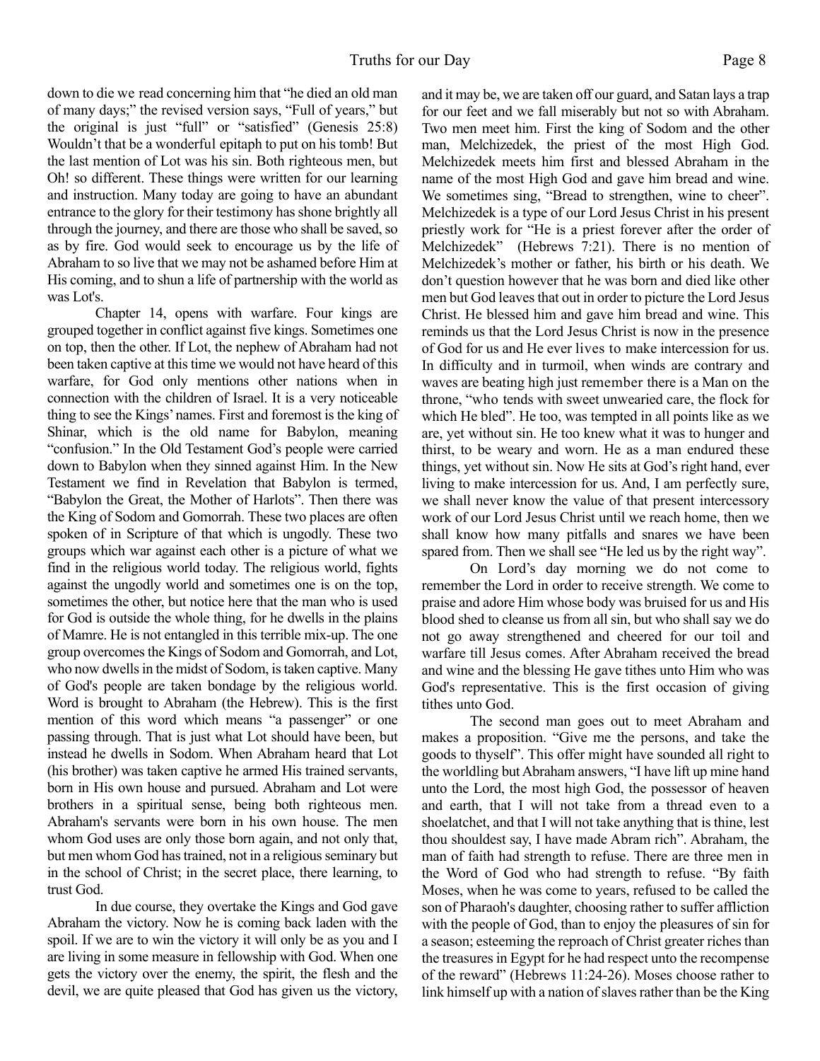down to die we read concerning him that "he died an old man of many days;" the revised version says, "Full of years," but the original is just "full" or "satisfied" (Genesis 25:8) Wouldn't that be a wonderful epitaph to put on his tomb! But the last mention of Lot was his sin. Both righteous men, but Oh! so different. These things were written for our learning and instruction. Many today are going to have an abundant entrance to the glory for their testimony has shone brightly all through the journey, and there are those who shall be saved, so as by fire. God would seek to encourage us by the life of Abraham to so live that we may not be ashamed before Him at His coming, and to shun a life of partnership with the world as was Lot's.

Chapter 14, opens with warfare. Four kings are grouped together in conflict against five kings. Sometimes one on top, then the other. If Lot, the nephew of Abraham had not been taken captive at this time we would not have heard of this warfare, for God only mentions other nations when in connection with the children of Israel. It is a very noticeable thing to see the Kings' names. First and foremost is the king of Shinar, which is the old name for Babylon, meaning "confusion." In the Old Testament God's people were carried down to Babylon when they sinned against Him. In the New Testament we find in Revelation that Babylon is termed, "Babylon the Great, the Mother of Harlots". Then there was the King of Sodom and Gomorrah. These two places are often spoken of in Scripture of that which is ungodly. These two groups which war against each other is a picture of what we find in the religious world today. The religious world, fights against the ungodly world and sometimes one is on the top, sometimes the other, but notice here that the man who is used for God is outside the whole thing, for he dwells in the plains of Mamre. He is not entangled in this terrible mix-up. The one group overcomes the Kings of Sodom and Gomorrah, and Lot, who now dwells in the midst of Sodom, is taken captive. Many of God's people are taken bondage by the religious world. Word is brought to Abraham (the Hebrew). This is the first mention of this word which means "a passenger" or one passing through. That is just what Lot should have been, but instead he dwells in Sodom. When Abraham heard that Lot (his brother) was taken captive he armed His trained servants, born in His own house and pursued. Abraham and Lot were brothers in a spiritual sense, being both righteous men. Abraham's servants were born in his own house. The men whom God uses are only those born again, and not only that, but men whom God has trained, not in a religious seminary but in the school of Christ; in the secret place, there learning, to trust God.

In due course, they overtake the Kings and God gave Abraham the victory. Now he is coming back laden with the spoil. If we are to win the victory it will only be as you and I are living in some measure in fellowship with God. When one gets the victory over the enemy, the spirit, the flesh and the devil, we are quite pleased that God has given us the victory, and it may be, we are taken off our guard, and Satan lays a trap for our feet and we fall miserably but not so with Abraham. Two men meet him. First the king of Sodom and the other man, Melchizedek, the priest of the most High God. Melchizedek meets him first and blessed Abraham in the name of the most High God and gave him bread and wine. We sometimes sing, "Bread to strengthen, wine to cheer". Melchizedek is a type of our Lord Jesus Christ in his present priestly work for "He is a priest forever after the order of Melchizedek" (Hebrews 7:21). There is no mention of Melchizedek's mother or father, his birth or his death. We don't question however that he was born and died like other men but God leaves that out in order to picture the Lord Jesus Christ. He blessed him and gave him bread and wine. This reminds us that the Lord Jesus Christ is now in the presence of God for us and He ever lives to make intercession for us. In difficulty and in turmoil, when winds are contrary and waves are beating high just remember there is a Man on the throne, "who tends with sweet unwearied care, the flock for which He bled". He too, was tempted in all points like as we are, yet without sin. He too knew what it was to hunger and thirst, to be weary and worn. He as a man endured these things, yet without sin. Now He sits at God's right hand, ever living to make intercession for us. And, I am perfectly sure, we shall never know the value of that present intercessory work of our Lord Jesus Christ until we reach home, then we shall know how many pitfalls and snares we have been spared from. Then we shall see "He led us by the right way".

On Lord's day morning we do not come to remember the Lord in order to receive strength. We come to praise and adore Him whose body was bruised for us and His blood shed to cleanse us from all sin, but who shall say we do not go away strengthened and cheered for our toil and warfare till Jesus comes. After Abraham received the bread and wine and the blessing He gave tithes unto Him who was God's representative. This is the first occasion of giving tithes unto God.

The second man goes out to meet Abraham and makes a proposition. "Give me the persons, and take the goods to thyself". This offer might have sounded all right to the worldling but Abraham answers, "I have lift up mine hand unto the Lord, the most high God, the possessor of heaven and earth, that I will not take from a thread even to a shoelatchet, and that I will not take anything that is thine, lest thou shouldest say, I have made Abram rich". Abraham, the man of faith had strength to refuse. There are three men in the Word of God who had strength to refuse. "By faith Moses, when he was come to years, refused to be called the son of Pharaoh's daughter, choosing rather to suffer affliction with the people of God, than to enjoy the pleasures of sin for a season; esteeming the reproach of Christ greater riches than the treasures in Egypt for he had respect unto the recompense of the reward" (Hebrews 11:24-26). Moses choose rather to link himself up with a nation of slaves rather than be the King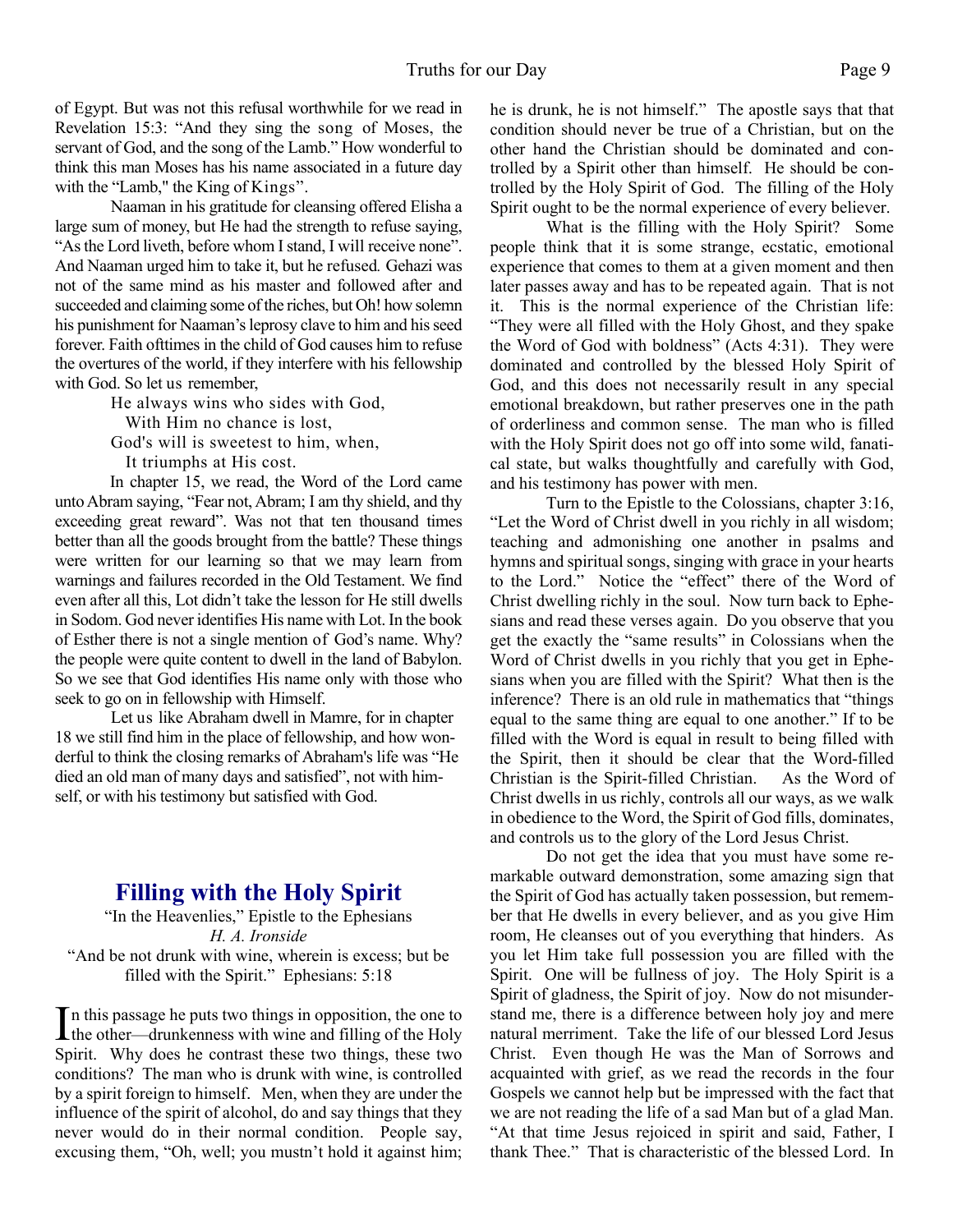of Egypt. But was not this refusal worthwhile for we read in Revelation 15:3: "And they sing the song of Moses, the servant of God, and the song of the Lamb." How wonderful to think this man Moses has his name associated in a future day with the "Lamb," the King of Kings".

Naaman in his gratitude for cleansing offered Elisha a large sum of money, but He had the strength to refuse saying, "As the Lord liveth, before whom I stand, I will receive none". And Naaman urged him to take it, but he refused. Gehazi was not of the same mind as his master and followed after and succeeded and claiming some of the riches, but Oh! how solemn his punishment for Naaman's leprosy clave to him and his seed forever. Faith ofttimes in the child of God causes him to refuse the overtures of the world, if they interfere with his fellowship with God. So let us remember,

> He always wins who sides with God,
> With Him no chance is lost,
> God's will is sweetest to him, when,
> It triumphs at His cost.

In chapter 15, we read, the Word of the Lord came unto Abram saying, "Fear not, Abram; I am thy shield, and thy exceeding great reward". Was not that ten thousand times better than all the goods brought from the battle? These things were written for our learning so that we may learn from warnings and failures recorded in the Old Testament. We find even after all this, Lot didn't take the lesson for He still dwells in Sodom. God never identifies His name with Lot. In the book of Esther there is not a single mention of God's name. Why? the people were quite content to dwell in the land of Babylon. So we see that God identifies His name only with those who seek to go on in fellowship with Himself.

Let us like Abraham dwell in Mamre, for in chapter 18 we still find him in the place of fellowship, and how wonderful to think the closing remarks of Abraham's life was "He died an old man of many days and satisfied", not with himself, or with his testimony but satisfied with God.

## Filling with the Holy Spirit

"In the Heavenlies," Epistle to the Ephesians

*H. A. Ironside*

"And be not drunk with wine, wherein is excess; but be filled with the Spirit." Ephesians: 5:18

In this passage he puts two things in opposition, the one to the other—drunkenness with wine and filling of the Holy Spirit. Why does he contrast these two things, these two conditions? The man who is drunk with wine, is controlled by a spirit foreign to himself. Men, when they are under the influence of the spirit of alcohol, do and say things that they never would do in their normal condition. People say, excusing them, "Oh, well; you mustn't hold it against him; he is drunk, he is not himself." The apostle says that that condition should never be true of a Christian, but on the other hand the Christian should be dominated and controlled by a Spirit other than himself. He should be controlled by the Holy Spirit of God. The filling of the Holy Spirit ought to be the normal experience of every believer.

What is the filling with the Holy Spirit? Some people think that it is some strange, ecstatic, emotional experience that comes to them at a given moment and then later passes away and has to be repeated again. That is not it. This is the normal experience of the Christian life: "They were all filled with the Holy Ghost, and they spake the Word of God with boldness" (Acts 4:31). They were dominated and controlled by the blessed Holy Spirit of God, and this does not necessarily result in any special emotional breakdown, but rather preserves one in the path of orderliness and common sense. The man who is filled with the Holy Spirit does not go off into some wild, fanatical state, but walks thoughtfully and carefully with God, and his testimony has power with men.

Turn to the Epistle to the Colossians, chapter 3:16, "Let the Word of Christ dwell in you richly in all wisdom; teaching and admonishing one another in psalms and hymns and spiritual songs, singing with grace in your hearts to the Lord." Notice the "effect" there of the Word of Christ dwelling richly in the soul. Now turn back to Ephesians and read these verses again. Do you observe that you get the exactly the "same results" in Colossians when the Word of Christ dwells in you richly that you get in Ephesians when you are filled with the Spirit? What then is the inference? There is an old rule in mathematics that "things equal to the same thing are equal to one another." If to be filled with the Word is equal in result to being filled with the Spirit, then it should be clear that the Word-filled Christian is the Spirit-filled Christian. As the Word of Christ dwells in us richly, controls all our ways, as we walk in obedience to the Word, the Spirit of God fills, dominates, and controls us to the glory of the Lord Jesus Christ.

Do not get the idea that you must have some remarkable outward demonstration, some amazing sign that the Spirit of God has actually taken possession, but remember that He dwells in every believer, and as you give Him room, He cleanses out of you everything that hinders. As you let Him take full possession you are filled with the Spirit. One will be fullness of joy. The Holy Spirit is a Spirit of gladness, the Spirit of joy. Now do not misunderstand me, there is a difference between holy joy and mere natural merriment. Take the life of our blessed Lord Jesus Christ. Even though He was the Man of Sorrows and acquainted with grief, as we read the records in the four Gospels we cannot help but be impressed with the fact that we are not reading the life of a sad Man but of a glad Man. "At that time Jesus rejoiced in spirit and said, Father, I thank Thee." That is characteristic of the blessed Lord. In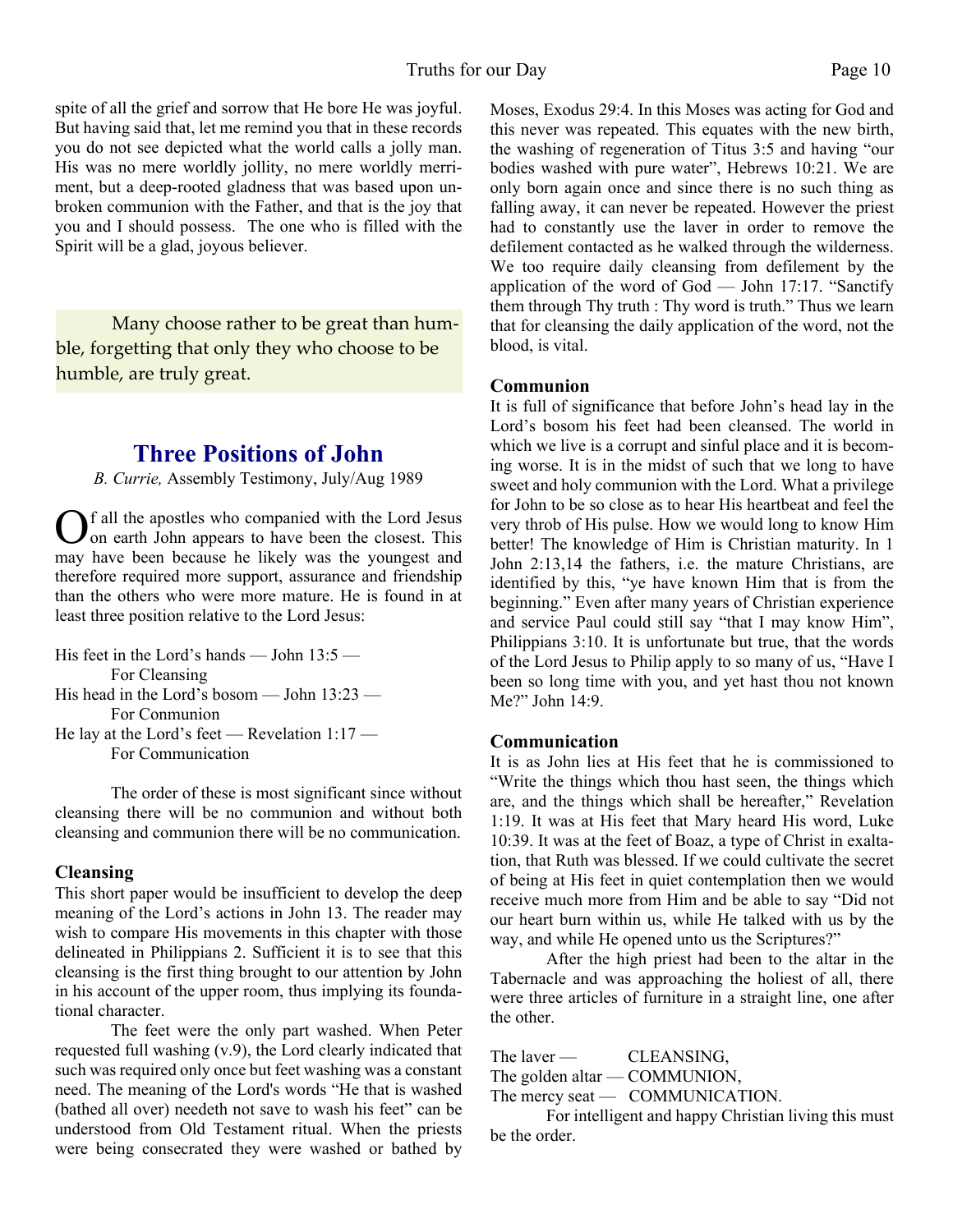spite of all the grief and sorrow that He bore He was joyful. But having said that, let me remind you that in these records you do not see depicted what the world calls a jolly man. His was no mere worldly jollity, no mere worldly merriment, but a deep-rooted gladness that was based upon unbroken communion with the Father, and that is the joy that you and I should possess. The one who is filled with the Spirit will be a glad, joyous believer.

Many choose rather to be great than humble, forgetting that only they who choose to be humble, are truly great.

## Three Positions of John

*B. Currie,* Assembly Testimony, July/Aug 1989

Of all the apostles who companied with the Lord Jesus on earth John appears to have been the closest. This may have been because he likely was the youngest and therefore required more support, assurance and friendship than the others who were more mature. He is found in at least three position relative to the Lord Jesus:

His feet in the Lord's hands — John 13:5 —
For Cleansing
His head in the Lord's bosom — John 13:23 —
For Conmunion
He lay at the Lord's feet — Revelation 1:17 —
For Communication

The order of these is most significant since without cleansing there will be no communion and without both cleansing and communion there will be no communication.

### Cleansing

This short paper would be insufficient to develop the deep meaning of the Lord's actions in John 13. The reader may wish to compare His movements in this chapter with those delineated in Philippians 2. Sufficient it is to see that this cleansing is the first thing brought to our attention by John in his account of the upper room, thus implying its foundational character.

The feet were the only part washed. When Peter requested full washing (v.9), the Lord clearly indicated that such was required only once but feet washing was a constant need. The meaning of the Lord's words "He that is washed (bathed all over) needeth not save to wash his feet" can be understood from Old Testament ritual. When the priests were being consecrated they were washed or bathed by Moses, Exodus 29:4. In this Moses was acting for God and this never was repeated. This equates with the new birth, the washing of regeneration of Titus 3:5 and having "our bodies washed with pure water", Hebrews 10:21. We are only born again once and since there is no such thing as falling away, it can never be repeated. However the priest had to constantly use the laver in order to remove the defilement contacted as he walked through the wilderness. We too require daily cleansing from defilement by the application of the word of God — John 17:17. "Sanctify them through Thy truth : Thy word is truth." Thus we learn that for cleansing the daily application of the word, not the blood, is vital.

### Communion

It is full of significance that before John's head lay in the Lord's bosom his feet had been cleansed. The world in which we live is a corrupt and sinful place and it is becoming worse. It is in the midst of such that we long to have sweet and holy communion with the Lord. What a privilege for John to be so close as to hear His heartbeat and feel the very throb of His pulse. How we would long to know Him better! The knowledge of Him is Christian maturity. In 1 John 2:13,14 the fathers, i.e. the mature Christians, are identified by this, "ye have known Him that is from the beginning." Even after many years of Christian experience and service Paul could still say "that I may know Him", Philippians 3:10. It is unfortunate but true, that the words of the Lord Jesus to Philip apply to so many of us, "Have I been so long time with you, and yet hast thou not known Me?" John 14:9.

### Communication

It is as John lies at His feet that he is commissioned to "Write the things which thou hast seen, the things which are, and the things which shall be hereafter," Revelation 1:19. It was at His feet that Mary heard His word, Luke 10:39. It was at the feet of Boaz, a type of Christ in exaltation, that Ruth was blessed. If we could cultivate the secret of being at His feet in quiet contemplation then we would receive much more from Him and be able to say "Did not our heart burn within us, while He talked with us by the way, and while He opened unto us the Scriptures?"

After the high priest had been to the altar in the Tabernacle and was approaching the holiest of all, there were three articles of furniture in a straight line, one after the other.

The laver — CLEANSING,
The golden altar — COMMUNION,
The mercy seat — COMMUNICATION.

For intelligent and happy Christian living this must be the order.